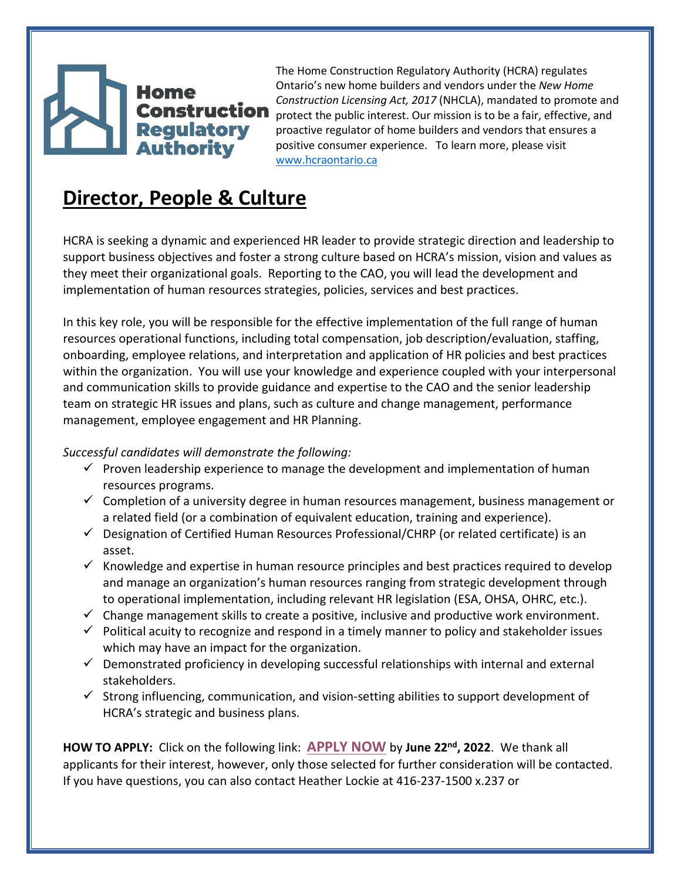The Home Construction Regulatory Authority (HCRA) regulates Ontario's new home builders and vendors under the *New Home Construction Licensing Act, 2017* (NHCLA), mandated to promote and protect the public interest. Our mission is to be a fair, effective, and proactive regulator of home builders and vendors that ensures a positive consumer experience. To learn more, please visit [www.hcraontario.ca](www.hcraontario.ca)

# Director, People & Culture

HCRA is seeking a dynamic and experienced HR leader to provide strategic direction and leadership to support business objectives and foster a strong culture based on HCRA's mission, vision and values as they meet their organizational goals. Reporting to the CAO, you will lead the development and implementation of human resources strategies, policies, services and best practices.

In this key role, you will be responsible for the effective implementation of the full range of human resources operational functions, including total compensation, job description/evaluation, staffing, onboarding, employee relations, and interpretation and application of HR policies and best practices within the organization. You will use your knowledge and experience coupled with your interpersonal and communication skills to provide guidance and expertise to the CAO and the senior leadership team on strategic HR issues and plans, such as culture and change management, performance management, employee engagement and HR Planning.

*Successful candidates will demonstrate the following:*

- ✓ Proven leadership experience to manage the development and implementation of human resources programs.
- ✓ Completion of a university degree in human resources management, business management or a related field (or a combination of equivalent education, training and experience).
- ✓ Designation of Certified Human Resources Professional/CHRP (or related certificate) is an asset.
- ✓ Knowledge and expertise in human resource principles and best practices required to develop and manage an organization's human resources ranging from strategic development through to operational implementation, including relevant HR legislation (ESA, OHSA, OHRC, etc.).
- ✓ Change management skills to create a positive, inclusive and productive work environment.
- ✓ Political acuity to recognize and respond in a timely manner to policy and stakeholder issues which may have an impact for the organization.
- ✓ Demonstrated proficiency in developing successful relationships with internal and external stakeholders.
- ✓ Strong influencing, communication, and vision-setting abilities to support development of HCRA's strategic and business plans.

**HOW TO APPLY:** Click on the following link: **APPLY NOW** by **June 22nd, 2022**. We thank all applicants for their interest, however, only those selected for further consideration will be contacted. If you have questions, you can also contact Heather Lockie at 416-237-1500 x.237 or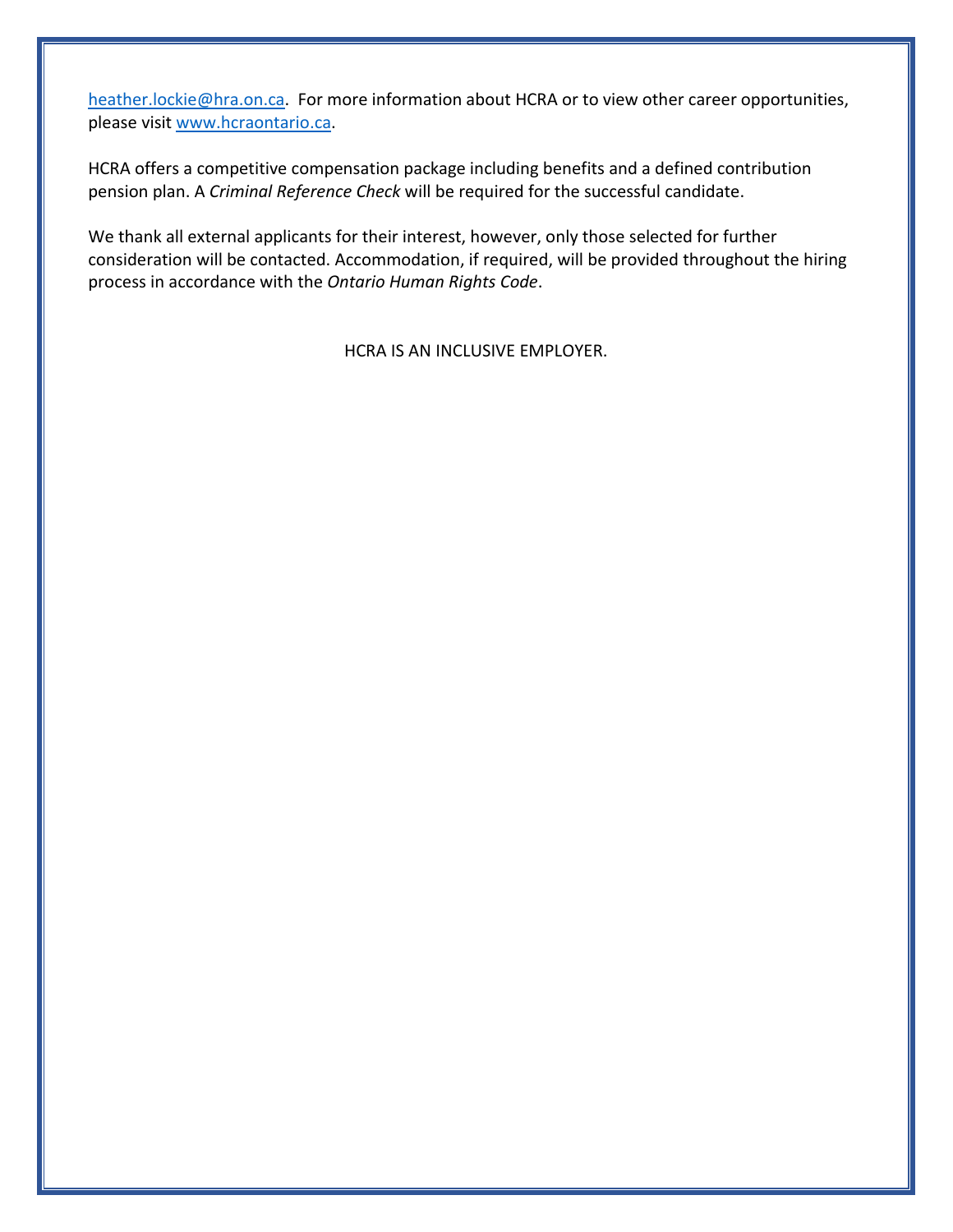heather.lockie@hra.on.ca. For more information about HCRA or to view other career opportunities, please visit www.hcraontario.ca.

HCRA offers a competitive compensation package including benefits and a defined contribution pension plan. A *Criminal Reference Check* will be required for the successful candidate.

We thank all external applicants for their interest, however, only those selected for further consideration will be contacted. Accommodation, if required, will be provided throughout the hiring process in accordance with the *Ontario Human Rights Code*.

HCRA IS AN INCLUSIVE EMPLOYER.